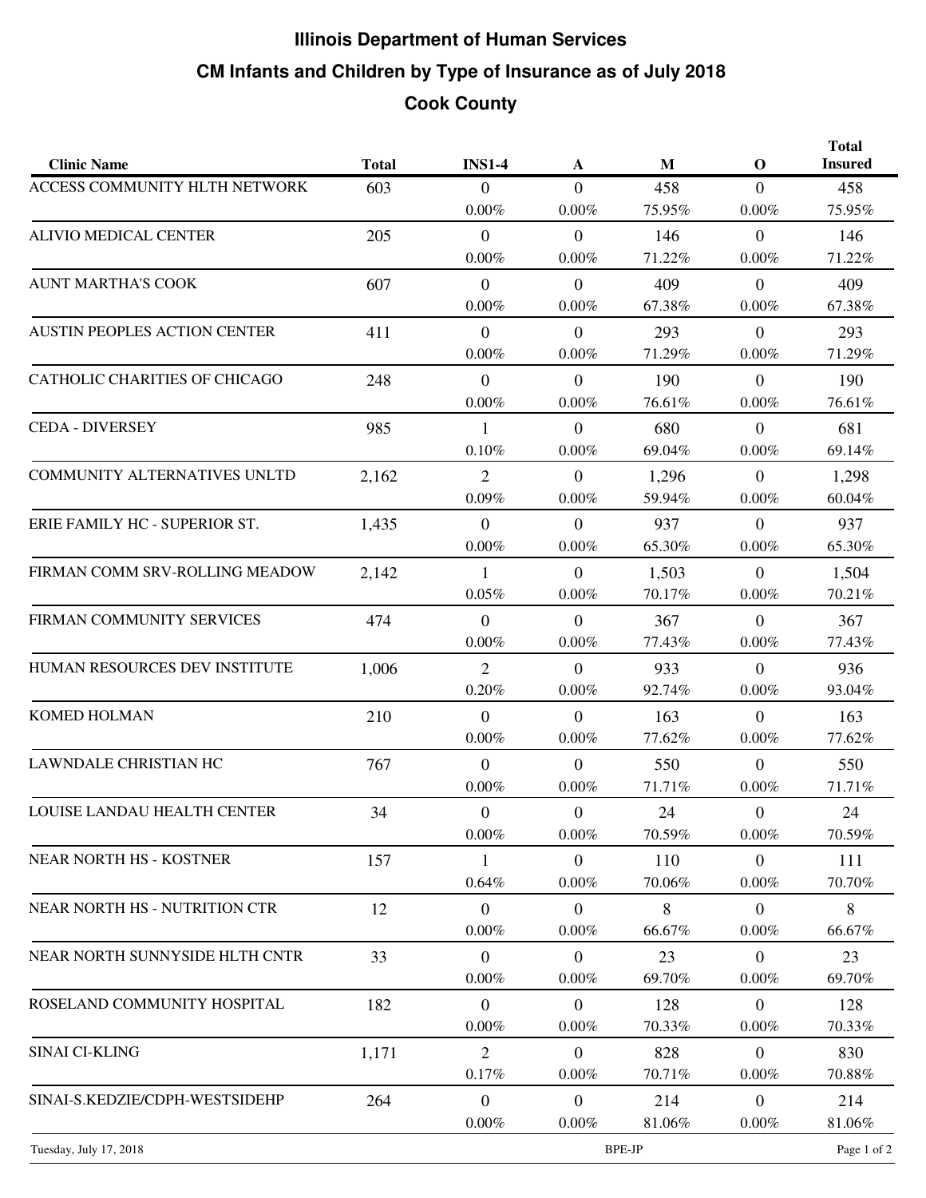# Illinois Department of Human Services

## CM Infants and Children by Type of Insurance as of July 2018

## Cook County

| Clinic Name | Total | INS1-4 | A | M | O | Total Insured |
|---|---|---|---|---|---|---|
| ACCESS COMMUNITY HLTH NETWORK | 603 | 0<br>0.00% | 0<br>0.00% | 458<br>75.95% | 0<br>0.00% | 458<br>75.95% |
| ALIVIO MEDICAL CENTER | 205 | 0<br>0.00% | 0<br>0.00% | 146<br>71.22% | 0<br>0.00% | 146<br>71.22% |
| AUNT MARTHA'S COOK | 607 | 0<br>0.00% | 0<br>0.00% | 409<br>67.38% | 0<br>0.00% | 409<br>67.38% |
| AUSTIN PEOPLES ACTION CENTER | 411 | 0<br>0.00% | 0<br>0.00% | 293<br>71.29% | 0<br>0.00% | 293<br>71.29% |
| CATHOLIC CHARITIES OF CHICAGO | 248 | 0<br>0.00% | 0<br>0.00% | 190<br>76.61% | 0<br>0.00% | 190<br>76.61% |
| CEDA - DIVERSEY | 985 | 1<br>0.10% | 0<br>0.00% | 680<br>69.04% | 0<br>0.00% | 681<br>69.14% |
| COMMUNITY ALTERNATIVES UNLTD | 2,162 | 2<br>0.09% | 0<br>0.00% | 1,296<br>59.94% | 0<br>0.00% | 1,298<br>60.04% |
| ERIE FAMILY HC - SUPERIOR ST. | 1,435 | 0<br>0.00% | 0<br>0.00% | 937<br>65.30% | 0<br>0.00% | 937<br>65.30% |
| FIRMAN COMM SRV-ROLLING MEADOW | 2,142 | 1<br>0.05% | 0<br>0.00% | 1,503<br>70.17% | 0<br>0.00% | 1,504<br>70.21% |
| FIRMAN COMMUNITY SERVICES | 474 | 0<br>0.00% | 0<br>0.00% | 367<br>77.43% | 0<br>0.00% | 367<br>77.43% |
| HUMAN RESOURCES DEV INSTITUTE | 1,006 | 2<br>0.20% | 0<br>0.00% | 933<br>92.74% | 0<br>0.00% | 936<br>93.04% |
| KOMED HOLMAN | 210 | 0<br>0.00% | 0<br>0.00% | 163<br>77.62% | 0<br>0.00% | 163<br>77.62% |
| LAWNDALE CHRISTIAN HC | 767 | 0<br>0.00% | 0<br>0.00% | 550<br>71.71% | 0<br>0.00% | 550<br>71.71% |
| LOUISE LANDAU HEALTH CENTER | 34 | 0<br>0.00% | 0<br>0.00% | 24<br>70.59% | 0<br>0.00% | 24<br>70.59% |
| NEAR NORTH HS - KOSTNER | 157 | 1<br>0.64% | 0<br>0.00% | 110<br>70.06% | 0<br>0.00% | 111<br>70.70% |
| NEAR NORTH HS - NUTRITION CTR | 12 | 0<br>0.00% | 0<br>0.00% | 8<br>66.67% | 0<br>0.00% | 8<br>66.67% |
| NEAR NORTH SUNNYSIDE HLTH CNTR | 33 | 0<br>0.00% | 0<br>0.00% | 23<br>69.70% | 0<br>0.00% | 23<br>69.70% |
| ROSELAND COMMUNITY HOSPITAL | 182 | 0<br>0.00% | 0<br>0.00% | 128<br>70.33% | 0<br>0.00% | 128<br>70.33% |
| SINAI CI-KLING | 1,171 | 2<br>0.17% | 0<br>0.00% | 828<br>70.71% | 0<br>0.00% | 830<br>70.88% |
| SINAI-S.KEDZIE/CDPH-WESTSIDEHP | 264 | 0<br>0.00% | 0<br>0.00% | 214<br>81.06% | 0<br>0.00% | 214<br>81.06% |

Tuesday, July 17, 2018 BPE-JP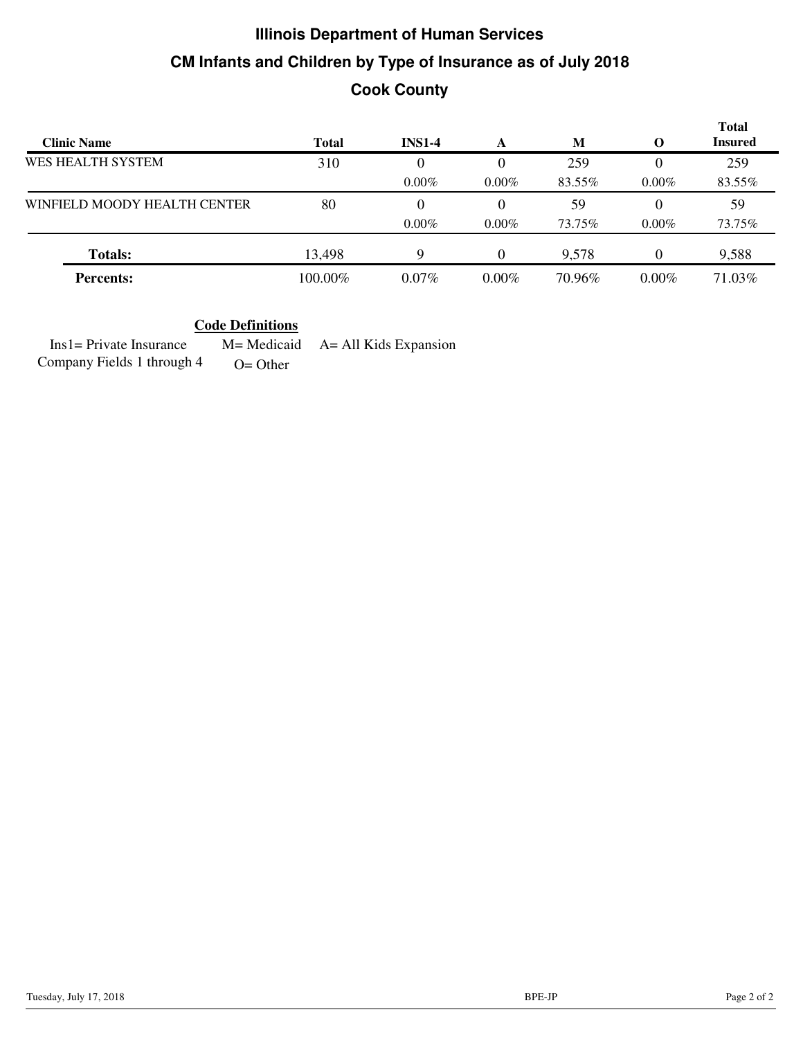# Illinois Department of Human Services

## CM Infants and Children by Type of Insurance as of July 2018

## Cook County

| Clinic Name | Total | INS1-4 | A | M | O | Total Insured |
|---|---|---|---|---|---|---|
| WES HEALTH SYSTEM | 310 | 0 | 0 | 259 | 0 | 259 |
| | | 0.00% | 0.00% | 83.55% | 0.00% | 83.55% |
| WINFIELD MOODY HEALTH CENTER | 80 | 0 | 0 | 59 | 0 | 59 |
| | | 0.00% | 0.00% | 73.75% | 0.00% | 73.75% |
| **Totals:** | 13,498 | 9 | 0 | 9,578 | 0 | 9,588 |
| **Percents:** | 100.00% | 0.07% | 0.00% | 70.96% | 0.00% | 71.03% |

**Code Definitions**

Ins1= Private Insurance Company Fields 1 through 4

M= Medicaid

O= Other

A= All Kids Expansion

Tuesday, July 17, 2018

BPE-JP